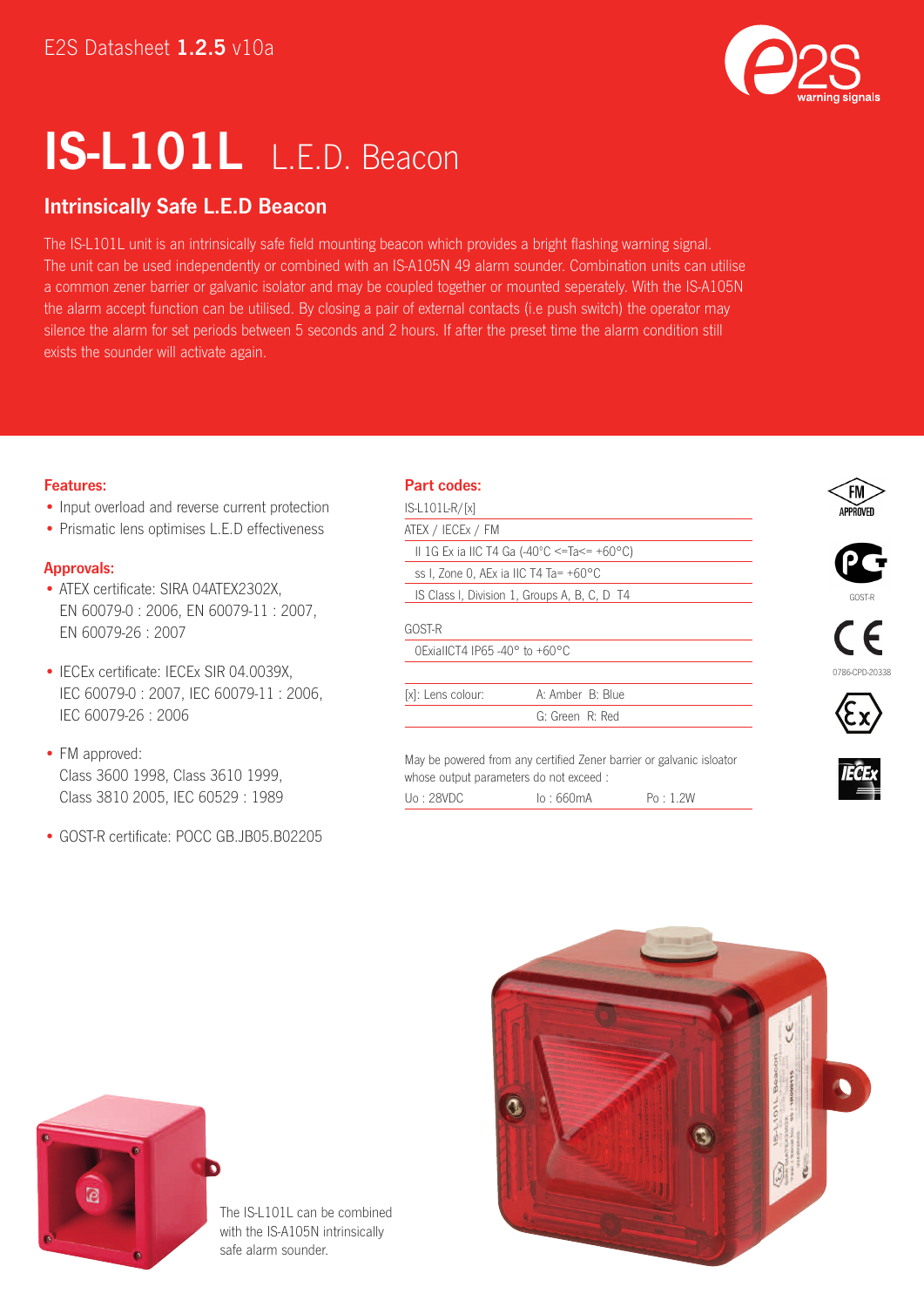E2S Datasheet **1.2.5** v10a

# IS-L101L L.E.D. Beacon

## Intrinsically Safe L.E.D Beacon

The IS-L101L unit is an intrinsically safe field mounting beacon which provides a bright flashing warning signal. The unit can be used independently or combined with an IS-A105N 49 alarm sounder. Combination units can utilise a common zener barrier or galvanic isolator and may be coupled together or mounted seperately. With the IS-A105N the alarm accept function can be utilised. By closing a pair of external contacts (i.e push switch) the operator may silence the alarm for set periods between 5 seconds and 2 hours. If after the preset time the alarm condition still exists the sounder will activate again.

### Features:

- Input overload and reverse current protection
- Prismatic lens optimises L.E.D effectiveness

### Approvals:

- ATEX certificate: SIRA 04ATEX2302X, EN 60079-0 : 2006, EN 60079-11 : 2007, EN 60079-26 : 2007
- IECEx certificate: IECEx SIR 04.0039X, IEC 60079-0 : 2007, IEC 60079-11 : 2006, IEC 60079-26 : 2006
- FM approved: Class 3600 1998, Class 3610 1999, Class 3810 2005, IEC 60529 : 1989
- GOST-R certificate: POCC GB.JB05.B02205

### Part codes:

IS-L101L-R/[x]

ATEX / IECEx / FM

- II 1G Ex ia IIC T4 Ga (-40°C <=Ta<= +60°C)
- ss I, Zone 0, AEx ia IIC T4 Ta= +60°C
- IS Class I, Division 1, Groups A, B, C, D T4

GOST-R

- 0ExiaIICT4 IP65 -40° to +60°C

| [x]: Lens colour: | A: Amber B: Blue |
|---|---|
| | G: Green R: Red |

May be powered from any certified Zener barrier or galvanic isloator whose output parameters do not exceed :

| Uo : 28VDC | Io : 660mA | Po : 1.2W |
|---|---|---|

FM APPROVED

GOST-R

0786-CPD-20338

IECEx

The IS-L101L can be combined with the IS-A105N intrinsically safe alarm sounder.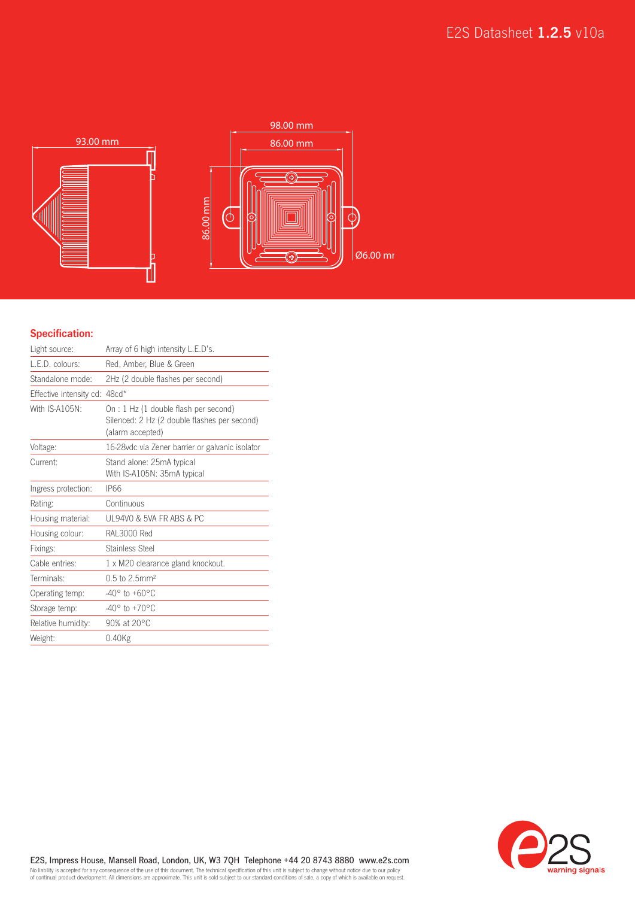93.00 mm

98.00 mm

86.00 mm

86.00 mm

Ø6.00 mr

## Specification:

| | |
|---|---|
| Light source: | Array of 6 high intensity L.E.D's. |
| L.E.D. colours: | Red, Amber, Blue & Green |
| Standalone mode: | 2Hz (2 double flashes per second) |
| Effective intensity cd: | 48cd* |
| With IS-A105N: | On : 1 Hz (1 double flash per second)<br>Silenced: 2 Hz (2 double flashes per second)<br>(alarm accepted) |
| Voltage: | 16-28vdc via Zener barrier or galvanic isolator |
| Current: | Stand alone: 25mA typical<br>With IS-A105N: 35mA typical |
| Ingress protection: | IP66 |
| Rating: | Continuous |
| Housing material: | UL94V0 & 5VA FR ABS & PC |
| Housing colour: | RAL3000 Red |
| Fixings: | Stainless Steel |
| Cable entries: | 1 x M20 clearance gland knockout. |
| Terminals: | 0.5 to 2.5mm² |
| Operating temp: | -40° to +60°C |
| Storage temp: | -40° to +70°C |
| Relative humidity: | 90% at 20°C |
| Weight: | 0.40Kg |

E2S, Impress House, Mansell Road, London, UK, W3 7QH Telephone +44 20 8743 8880 www.e2s.com

No liability is accepted for any consequence of the use of this document. The technical specification of this unit is subject to change without notice due to our policy of continual product development. All dimensions are approximate. This unit is sold subject to our standard conditions of sale, a copy of which is available on request.

e2S warning signals